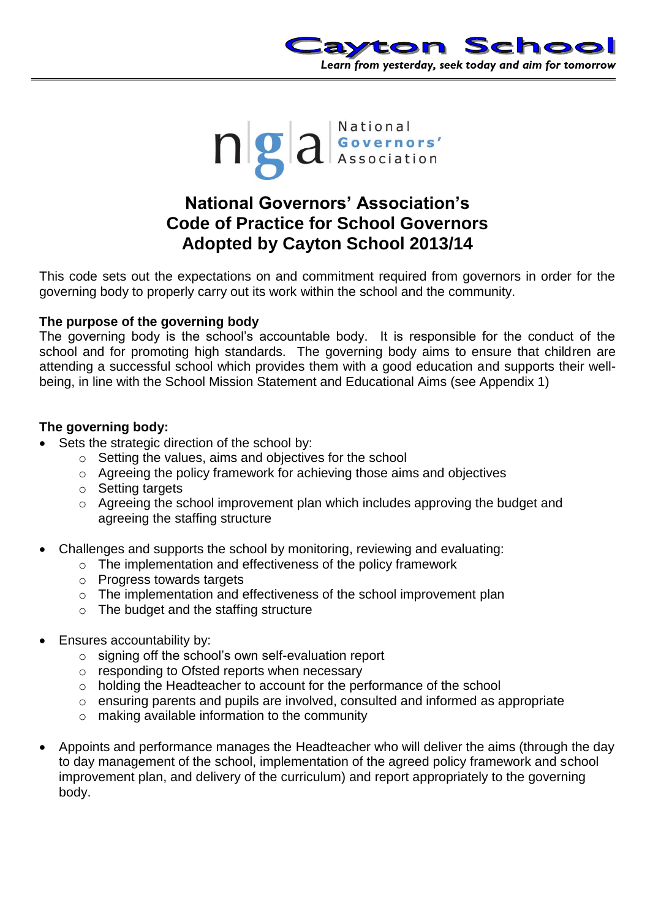Cayton School

*Learn from yesterday, seek today and aim for tomorrow*

National Governors' Association

# National Governors' Association's Code of Practice for School Governors Adopted by Cayton School 2013/14

This code sets out the expectations on and commitment required from governors in order for the governing body to properly carry out its work within the school and the community.

**The purpose of the governing body**

The governing body is the school's accountable body. It is responsible for the conduct of the school and for promoting high standards. The governing body aims to ensure that children are attending a successful school which provides them with a good education and supports their well-being, in line with the School Mission Statement and Educational Aims (see Appendix 1)

**The governing body:**

- Sets the strategic direction of the school by:
  - Setting the values, aims and objectives for the school
  - Agreeing the policy framework for achieving those aims and objectives
  - Setting targets
  - Agreeing the school improvement plan which includes approving the budget and agreeing the staffing structure
- Challenges and supports the school by monitoring, reviewing and evaluating:
  - The implementation and effectiveness of the policy framework
  - Progress towards targets
  - The implementation and effectiveness of the school improvement plan
  - The budget and the staffing structure
- Ensures accountability by:
  - signing off the school's own self-evaluation report
  - responding to Ofsted reports when necessary
  - holding the Headteacher to account for the performance of the school
  - ensuring parents and pupils are involved, consulted and informed as appropriate
  - making available information to the community
- Appoints and performance manages the Headteacher who will deliver the aims (through the day to day management of the school, implementation of the agreed policy framework and school improvement plan, and delivery of the curriculum) and report appropriately to the governing body.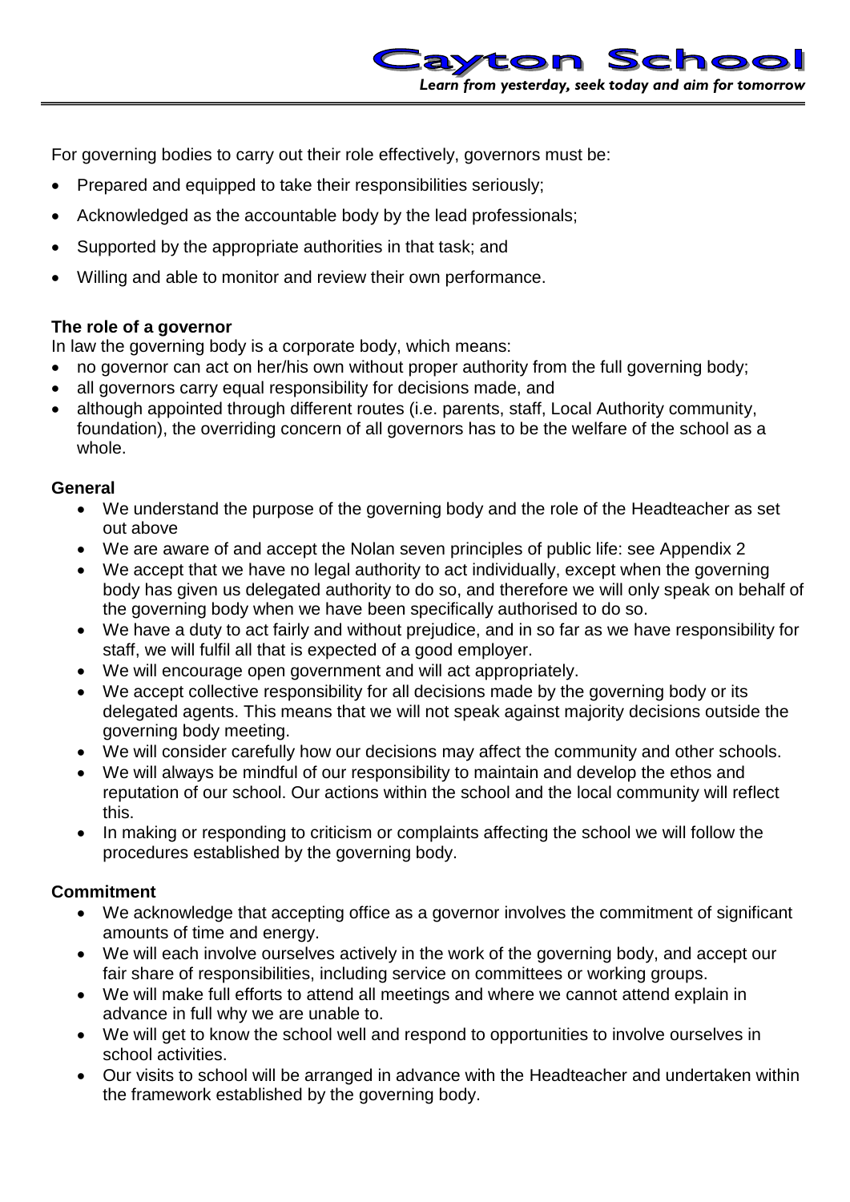For governing bodies to carry out their role effectively, governors must be:

- Prepared and equipped to take their responsibilities seriously;
- Acknowledged as the accountable body by the lead professionals;
- Supported by the appropriate authorities in that task; and
- Willing and able to monitor and review their own performance.

**The role of a governor**

In law the governing body is a corporate body, which means:

- no governor can act on her/his own without proper authority from the full governing body;
- all governors carry equal responsibility for decisions made, and
- although appointed through different routes (i.e. parents, staff, Local Authority community, foundation), the overriding concern of all governors has to be the welfare of the school as a whole.

**General**

- We understand the purpose of the governing body and the role of the Headteacher as set out above
- We are aware of and accept the Nolan seven principles of public life: see Appendix 2
- We accept that we have no legal authority to act individually, except when the governing body has given us delegated authority to do so, and therefore we will only speak on behalf of the governing body when we have been specifically authorised to do so.
- We have a duty to act fairly and without prejudice, and in so far as we have responsibility for staff, we will fulfil all that is expected of a good employer.
- We will encourage open government and will act appropriately.
- We accept collective responsibility for all decisions made by the governing body or its delegated agents. This means that we will not speak against majority decisions outside the governing body meeting.
- We will consider carefully how our decisions may affect the community and other schools.
- We will always be mindful of our responsibility to maintain and develop the ethos and reputation of our school. Our actions within the school and the local community will reflect this.
- In making or responding to criticism or complaints affecting the school we will follow the procedures established by the governing body.

**Commitment**

- We acknowledge that accepting office as a governor involves the commitment of significant amounts of time and energy.
- We will each involve ourselves actively in the work of the governing body, and accept our fair share of responsibilities, including service on committees or working groups.
- We will make full efforts to attend all meetings and where we cannot attend explain in advance in full why we are unable to.
- We will get to know the school well and respond to opportunities to involve ourselves in school activities.
- Our visits to school will be arranged in advance with the Headteacher and undertaken within the framework established by the governing body.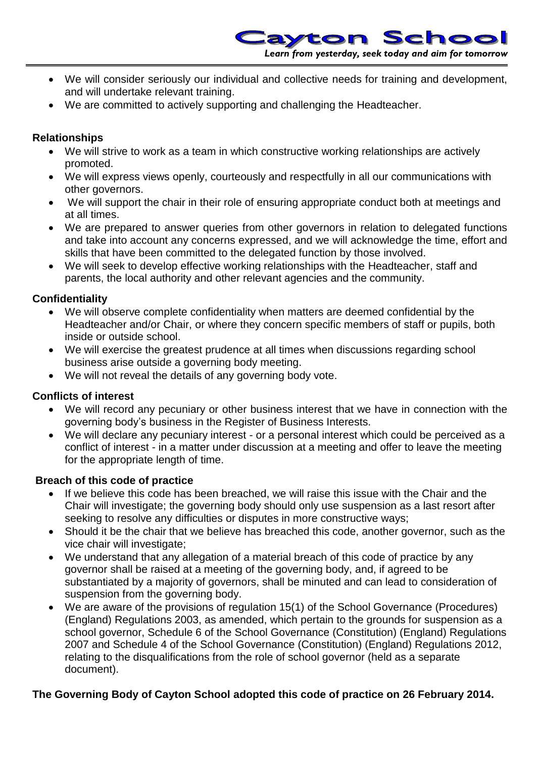- We will consider seriously our individual and collective needs for training and development, and will undertake relevant training.
- We are committed to actively supporting and challenging the Headteacher.

**Relationships**

- We will strive to work as a team in which constructive working relationships are actively promoted.
- We will express views openly, courteously and respectfully in all our communications with other governors.
- We will support the chair in their role of ensuring appropriate conduct both at meetings and at all times.
- We are prepared to answer queries from other governors in relation to delegated functions and take into account any concerns expressed, and we will acknowledge the time, effort and skills that have been committed to the delegated function by those involved.
- We will seek to develop effective working relationships with the Headteacher, staff and parents, the local authority and other relevant agencies and the community.

**Confidentiality**

- We will observe complete confidentiality when matters are deemed confidential by the Headteacher and/or Chair, or where they concern specific members of staff or pupils, both inside or outside school.
- We will exercise the greatest prudence at all times when discussions regarding school business arise outside a governing body meeting.
- We will not reveal the details of any governing body vote.

**Conflicts of interest**

- We will record any pecuniary or other business interest that we have in connection with the governing body's business in the Register of Business Interests.
- We will declare any pecuniary interest - or a personal interest which could be perceived as a conflict of interest - in a matter under discussion at a meeting and offer to leave the meeting for the appropriate length of time.

**Breach of this code of practice**

- If we believe this code has been breached, we will raise this issue with the Chair and the Chair will investigate; the governing body should only use suspension as a last resort after seeking to resolve any difficulties or disputes in more constructive ways;
- Should it be the chair that we believe has breached this code, another governor, such as the vice chair will investigate;
- We understand that any allegation of a material breach of this code of practice by any governor shall be raised at a meeting of the governing body, and, if agreed to be substantiated by a majority of governors, shall be minuted and can lead to consideration of suspension from the governing body.
- We are aware of the provisions of regulation 15(1) of the School Governance (Procedures) (England) Regulations 2003, as amended, which pertain to the grounds for suspension as a school governor, Schedule 6 of the School Governance (Constitution) (England) Regulations 2007 and Schedule 4 of the School Governance (Constitution) (England) Regulations 2012, relating to the disqualifications from the role of school governor (held as a separate document).

**The Governing Body of Cayton School adopted this code of practice on 26 February 2014.**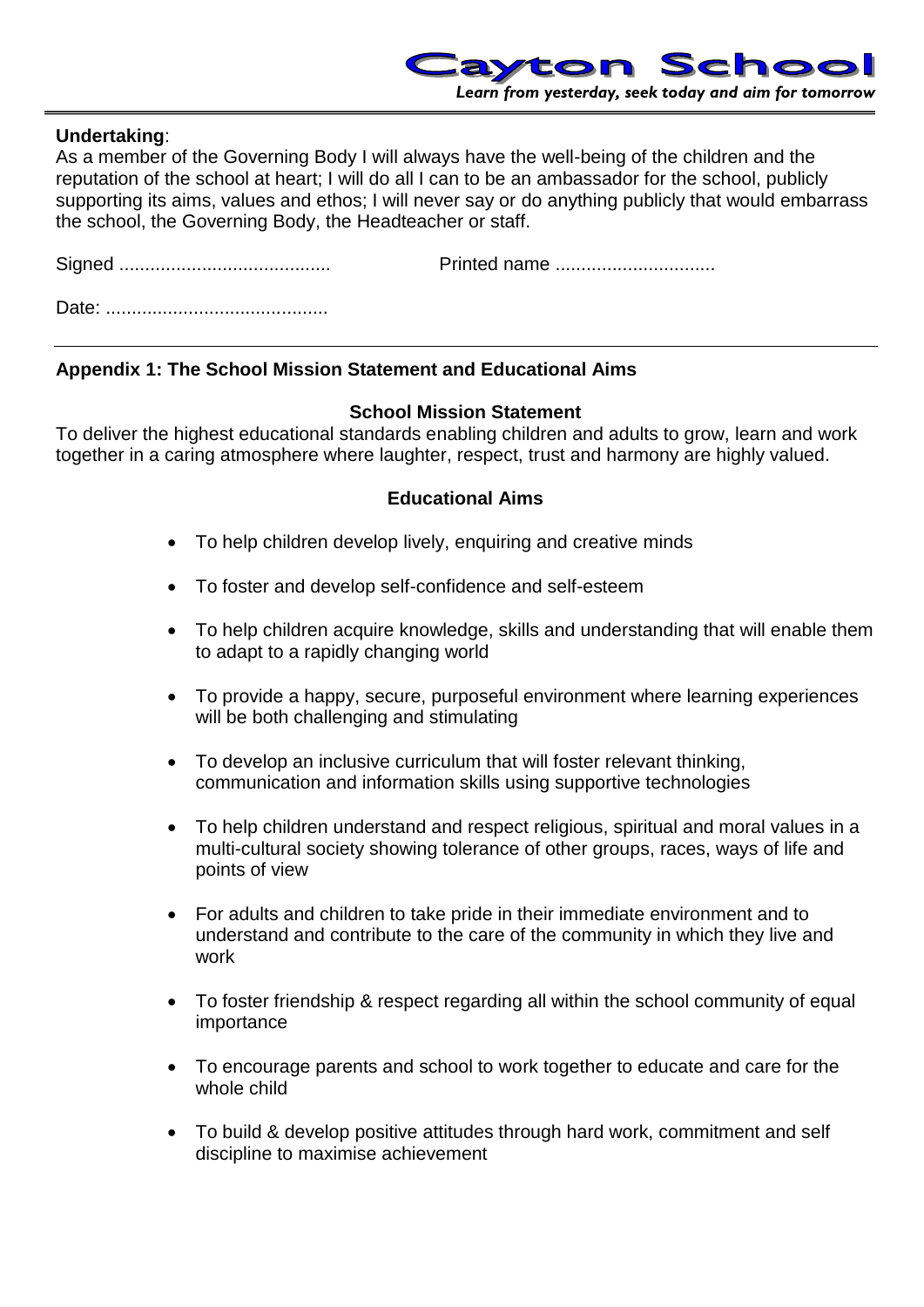**Undertaking**:
As a member of the Governing Body I will always have the well-being of the children and the reputation of the school at heart; I will do all I can to be an ambassador for the school, publicly supporting its aims, values and ethos; I will never say or do anything publicly that would embarrass the school, the Governing Body, the Headteacher or staff.

Signed ......................................... Printed name ...............................

Date: ...........................................

---

## Appendix 1: The School Mission Statement and Educational Aims

### School Mission Statement

To deliver the highest educational standards enabling children and adults to grow, learn and work together in a caring atmosphere where laughter, respect, trust and harmony are highly valued.

### Educational Aims

- To help children develop lively, enquiring and creative minds
- To foster and develop self-confidence and self-esteem
- To help children acquire knowledge, skills and understanding that will enable them to adapt to a rapidly changing world
- To provide a happy, secure, purposeful environment where learning experiences will be both challenging and stimulating
- To develop an inclusive curriculum that will foster relevant thinking, communication and information skills using supportive technologies
- To help children understand and respect religious, spiritual and moral values in a multi-cultural society showing tolerance of other groups, races, ways of life and points of view
- For adults and children to take pride in their immediate environment and to understand and contribute to the care of the community in which they live and work
- To foster friendship & respect regarding all within the school community of equal importance
- To encourage parents and school to work together to educate and care for the whole child
- To build & develop positive attitudes through hard work, commitment and self discipline to maximise achievement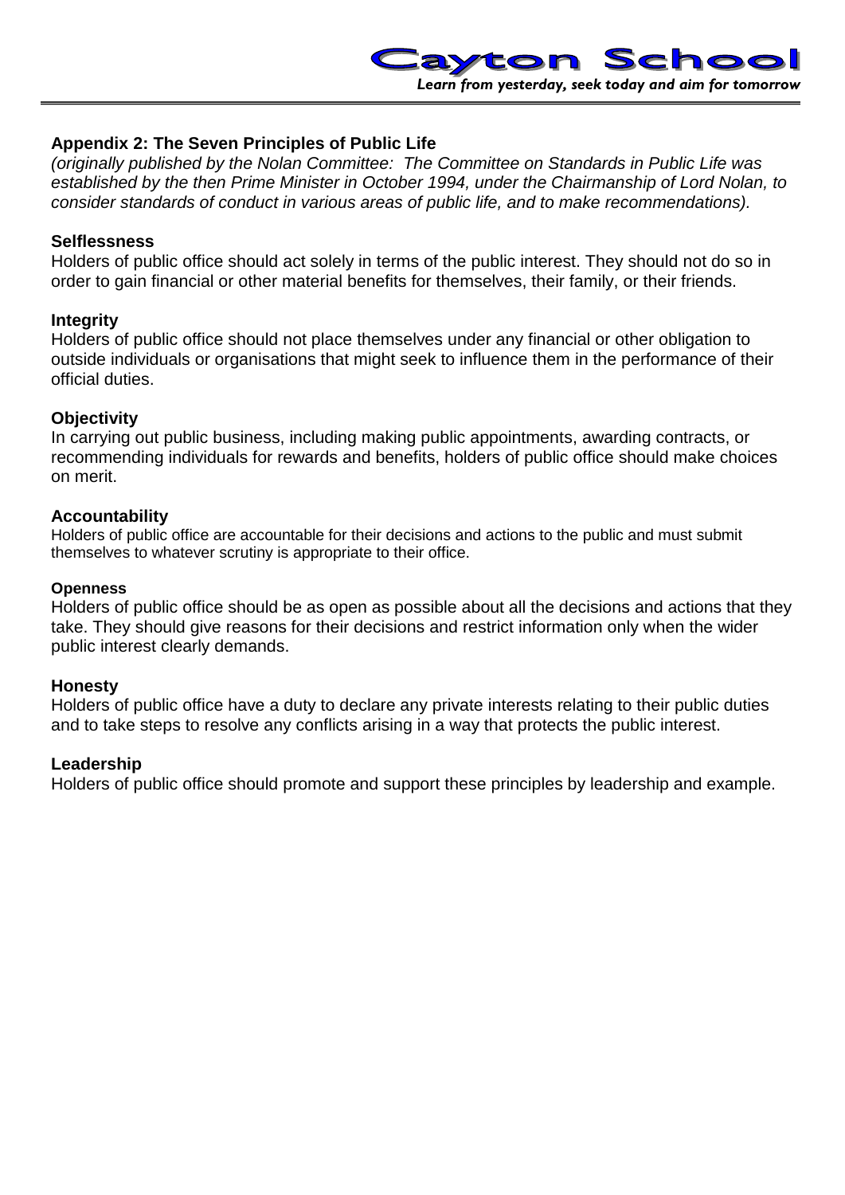## Appendix 2: The Seven Principles of Public Life

*(originally published by the Nolan Committee: The Committee on Standards in Public Life was established by the then Prime Minister in October 1994, under the Chairmanship of Lord Nolan, to consider standards of conduct in various areas of public life, and to make recommendations).*

**Selflessness**
Holders of public office should act solely in terms of the public interest. They should not do so in order to gain financial or other material benefits for themselves, their family, or their friends.

**Integrity**
Holders of public office should not place themselves under any financial or other obligation to outside individuals or organisations that might seek to influence them in the performance of their official duties.

**Objectivity**
In carrying out public business, including making public appointments, awarding contracts, or recommending individuals for rewards and benefits, holders of public office should make choices on merit.

**Accountability**
Holders of public office are accountable for their decisions and actions to the public and must submit themselves to whatever scrutiny is appropriate to their office.

**Openness**
Holders of public office should be as open as possible about all the decisions and actions that they take. They should give reasons for their decisions and restrict information only when the wider public interest clearly demands.

**Honesty**
Holders of public office have a duty to declare any private interests relating to their public duties and to take steps to resolve any conflicts arising in a way that protects the public interest.

**Leadership**
Holders of public office should promote and support these principles by leadership and example.